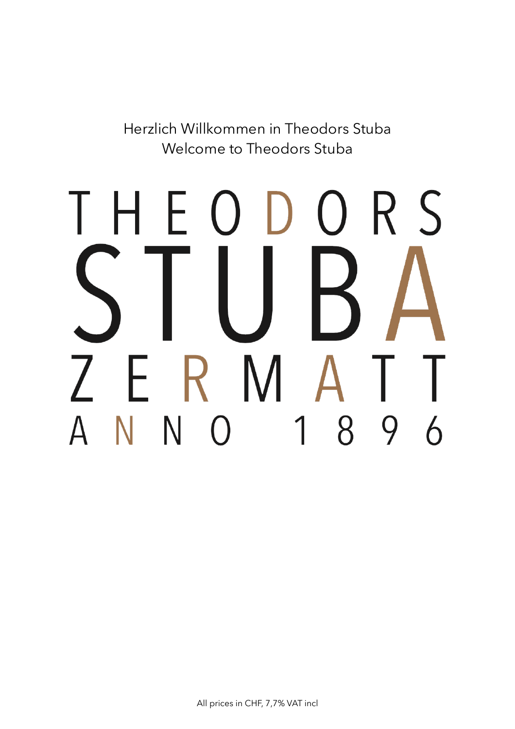Herzlich Willkommen in Theodors Stuba
Welcome to Theodors Stuba

# THEODORS
# STUBA
# ZERMATT
# ANNO 1896

All prices in CHF, 7,7% VAT incl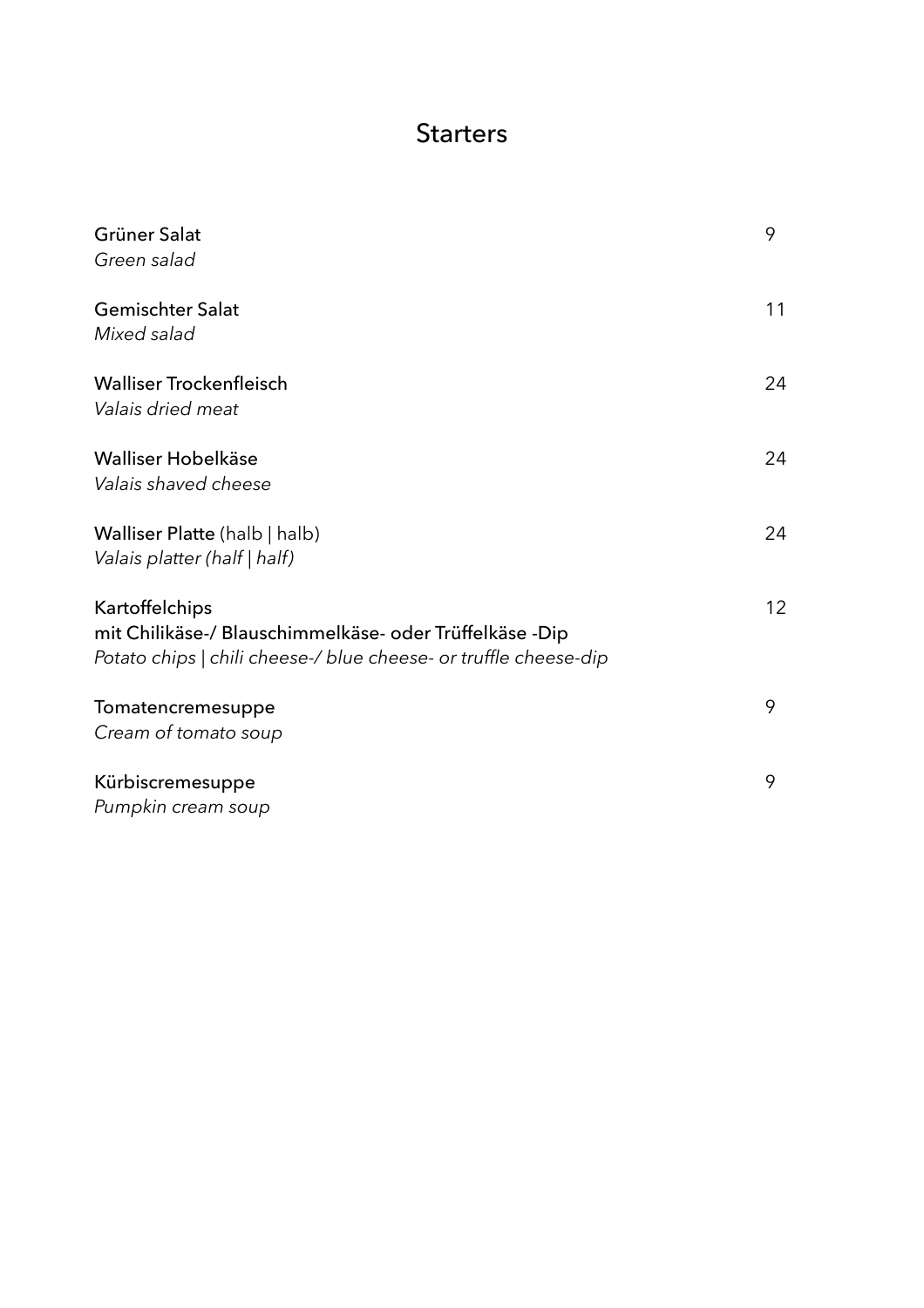# Starters

| | |
|---|---|
| Grüner Salat<br>*Green salad* | 9 |
| Gemischter Salat<br>*Mixed salad* | 11 |
| Walliser Trockenfleisch<br>*Valais dried meat* | 24 |
| Walliser Hobelkäse<br>*Valais shaved cheese* | 24 |
| Walliser Platte (halb \| halb)<br>*Valais platter (half \| half)* | 24 |
| Kartoffelchips<br>mit Chilikäse-/ Blauschimmelkäse- oder Trüffelkäse -Dip<br>*Potato chips \| chili cheese-/ blue cheese- or truffle cheese-dip* | 12 |
| Tomatencremesuppe<br>*Cream of tomato soup* | 9 |
| Kürbiscremesuppe<br>*Pumpkin cream soup* | 9 |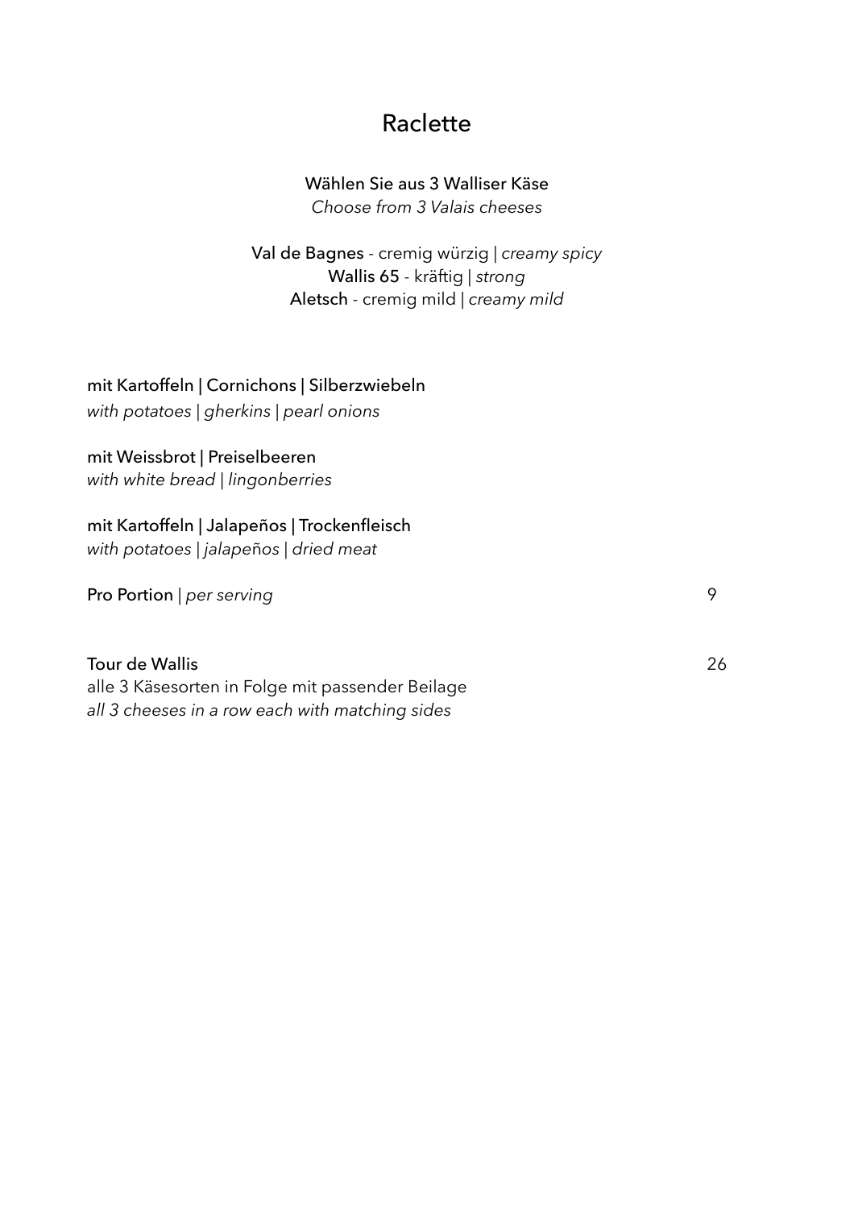# Raclette

Wählen Sie aus 3 Walliser Käse
*Choose from 3 Valais cheeses*

Val de Bagnes - cremig würzig | *creamy spicy*
Wallis 65 - kräftig | *strong*
Aletsch - cremig mild | *creamy mild*

mit Kartoffeln | Cornichons | Silberzwiebeln
*with potatoes | gherkins | pearl onions*

mit Weissbrot | Preiselbeeren
*with white bread | lingonberries*

mit Kartoffeln | Jalapeños | Trockenfleisch
*with potatoes | jalapeños | dried meat*

Pro Portion | *per serving* 9

Tour de Wallis 26
alle 3 Käsesorten in Folge mit passender Beilage
*all 3 cheeses in a row each with matching sides*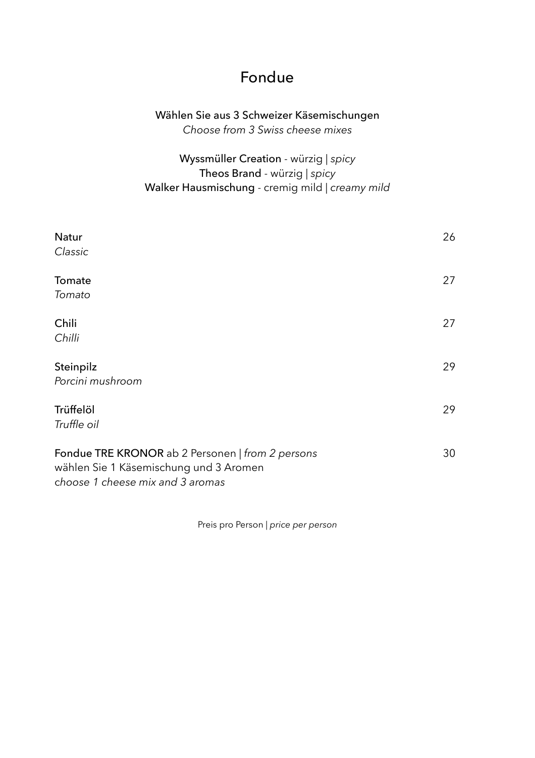# Fondue

Wählen Sie aus 3 Schweizer Käsemischungen
*Choose from 3 Swiss cheese mixes*

**Wyssmüller Creation** - würzig | *spicy*
**Theos Brand** - würzig | *spicy*
**Walker Hausmischung** - cremig mild | *creamy mild*

| | |
|---|---|
| **Natur**<br>*Classic* | 26 |
| **Tomate**<br>*Tomato* | 27 |
| **Chili**<br>*Chilli* | 27 |
| **Steinpilz**<br>*Porcini mushroom* | 29 |
| **Trüffelöl**<br>*Truffle oil* | 29 |
| **Fondue TRE KRONOR** ab 2 Personen \| *from 2 persons*<br>wählen Sie 1 Käsemischung und 3 Aromen<br>*choose 1 cheese mix and 3 aromas* | 30 |

Preis pro Person | *price per person*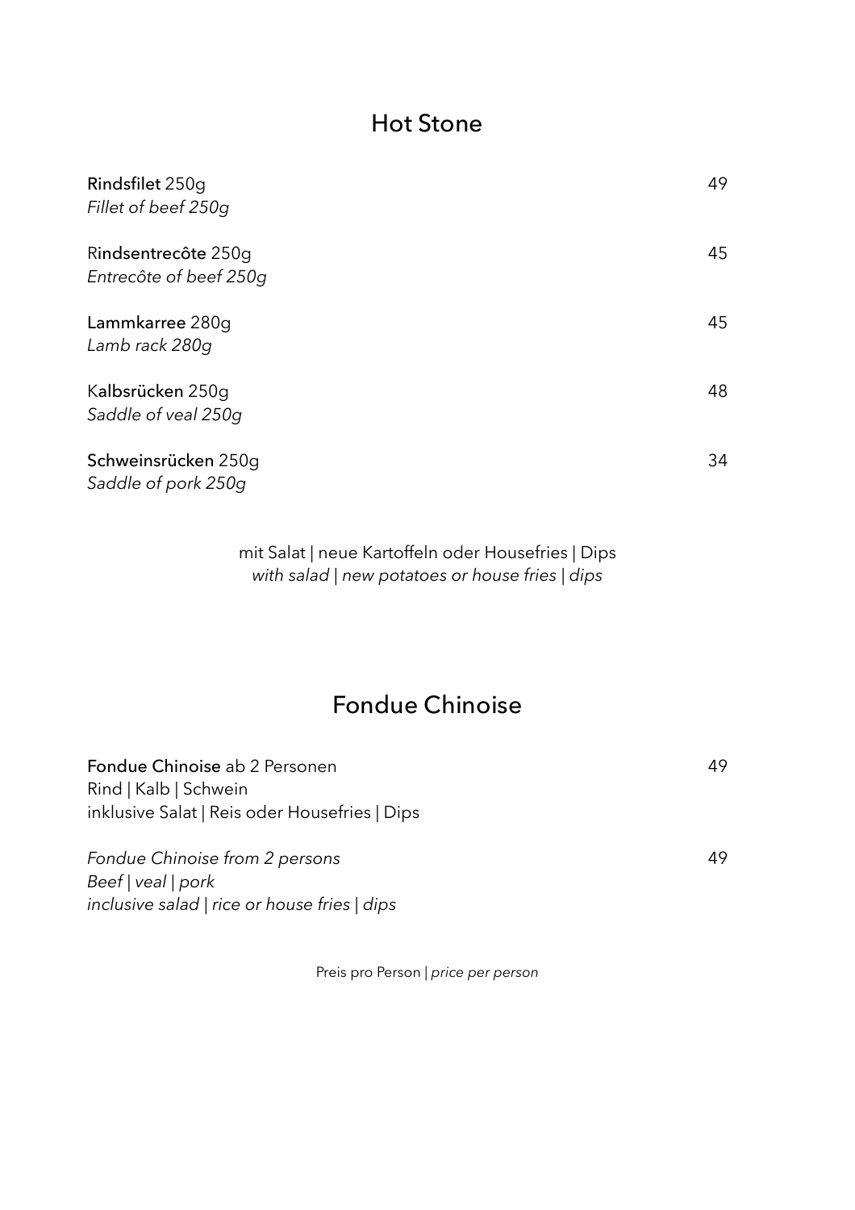## Hot Stone

**Rindsfilet** 250g 49
*Fillet of beef 250g*

**Rindsentrecôte** 250g 45
*Entrecôte of beef 250g*

**Lammkarree** 280g 45
*Lamb rack 280g*

**Kalbsrücken** 250g 48
*Saddle of veal 250g*

**Schweinsrücken** 250g 34
*Saddle of pork 250g*

mit Salat | neue Kartoffeln oder Housefries | Dips
*with salad | new potatoes or house fries | dips*

## Fondue Chinoise

**Fondue Chinoise** ab 2 Personen 49
Rind | Kalb | Schwein
inklusive Salat | Reis oder Housefries | Dips

*Fondue Chinoise from 2 persons* 49
*Beef | veal | pork*
*inclusive salad | rice or house fries | dips*

Preis pro Person | *price per person*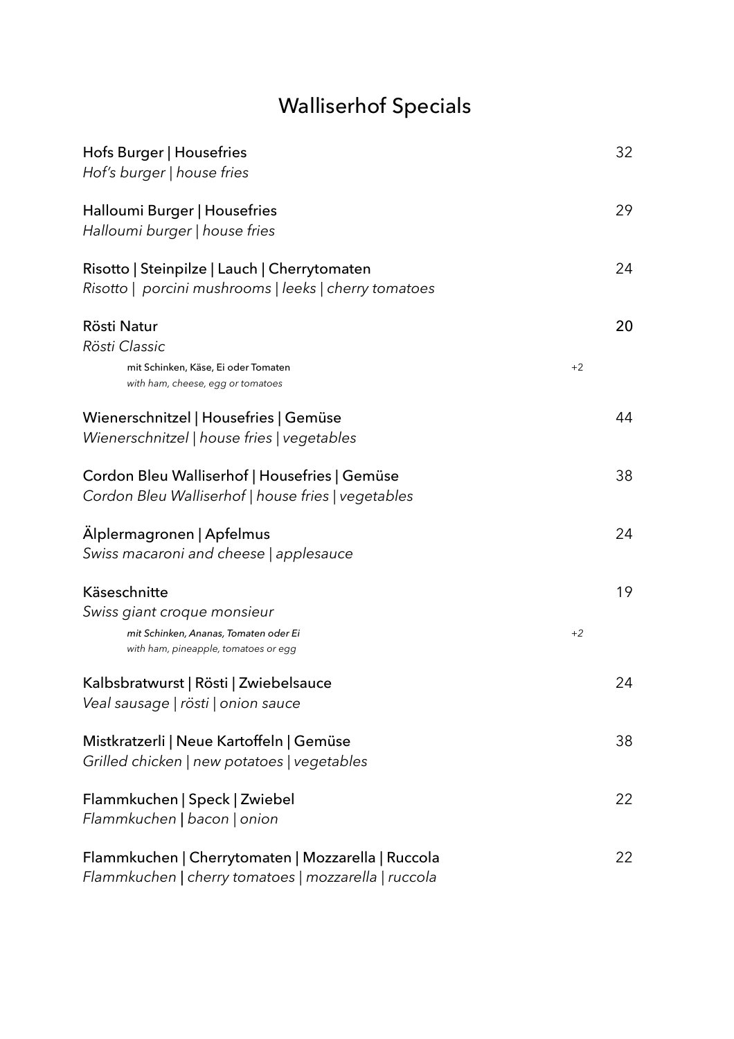# Walliserhof Specials

Hofs Burger | Housefries — 32
*Hof's burger | house fries*

Halloumi Burger | Housefries — 29
*Halloumi burger | house fries*

Risotto | Steinpilze | Lauch | Cherrytomaten — 24
*Risotto | porcini mushrooms | leeks | cherry tomatoes*

Rösti Natur — **20**
*Rösti Classic*

- mit Schinken, Käse, Ei oder Tomaten — +2
  *with ham, cheese, egg or tomatoes*

Wienerschnitzel | Housefries | Gemüse — 44
*Wienerschnitzel | house fries | vegetables*

Cordon Bleu Walliserhof | Housefries | Gemüse — 38
*Cordon Bleu Walliserhof | house fries | vegetables*

Älplermagronen | Apfelmus — 24
*Swiss macaroni and cheese | applesauce*

Käseschnitte — 19
*Swiss giant croque monsieur*

- *mit Schinken, Ananas, Tomaten oder Ei* — +2
  *with ham, pineapple, tomatoes or egg*

Kalbsbratwurst | Rösti | Zwiebelsauce — 24
*Veal sausage | rösti | onion sauce*

Mistkratzerli | Neue Kartoffeln | Gemüse — 38
*Grilled chicken | new potatoes | vegetables*

Flammkuchen | Speck | Zwiebel — 22
*Flammkuchen | bacon | onion*

Flammkuchen | Cherrytomaten | Mozzarella | Ruccola — 22
*Flammkuchen | cherry tomatoes | mozzarella | ruccola*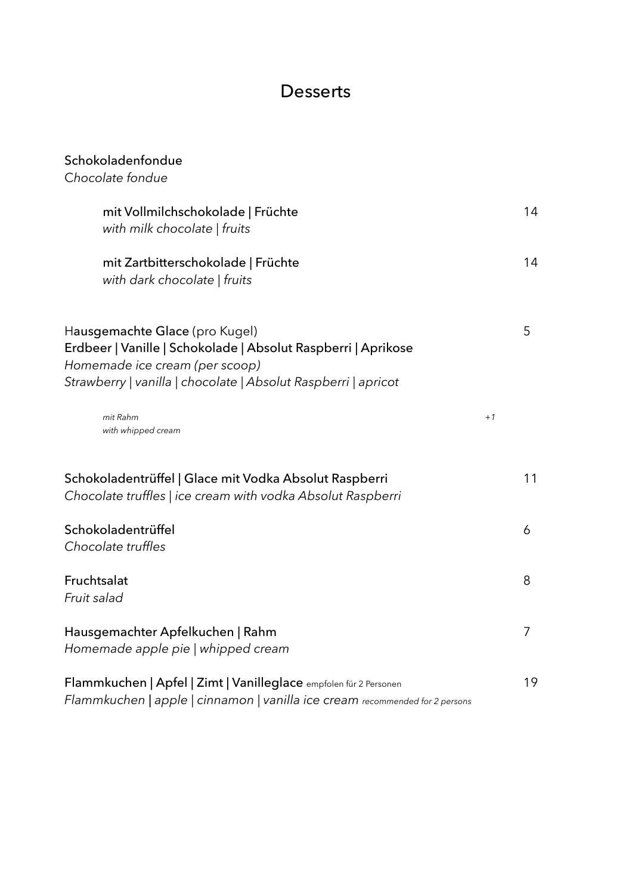# Desserts

Schokoladenfondue
*Chocolate fondue*

| | |
|---|---|
| mit Vollmilchschokolade \| Früchte<br>*with milk chocolate \| fruits* | 14 |
| mit Zartbitterschokolade \| Früchte<br>*with dark chocolate \| fruits* | 14 |

Hausgemachte Glace (pro Kugel) — 5
Erdbeer | Vanille | Schokolade | Absolut Raspberri | Aprikose
*Homemade ice cream (per scoop)*
*Strawberry | vanilla | chocolate | Absolut Raspberri | apricot*

*mit Rahm* — *+1*
*with whipped cream*

| | |
|---|---|
| Schokoladentrüffel \| Glace mit Vodka Absolut Raspberri<br>*Chocolate truffles \| ice cream with vodka Absolut Raspberri* | 11 |
| Schokoladentrüffel<br>*Chocolate truffles* | 6 |
| Fruchtsalat<br>*Fruit salad* | 8 |
| Hausgemachter Apfelkuchen \| Rahm<br>*Homemade apple pie \| whipped cream* | 7 |
| Flammkuchen \| Apfel \| Zimt \| Vanilleglace empfolen für 2 Personen<br>*Flammkuchen \| apple \| cinnamon \| vanilla ice cream recommended for 2 persons* | 19 |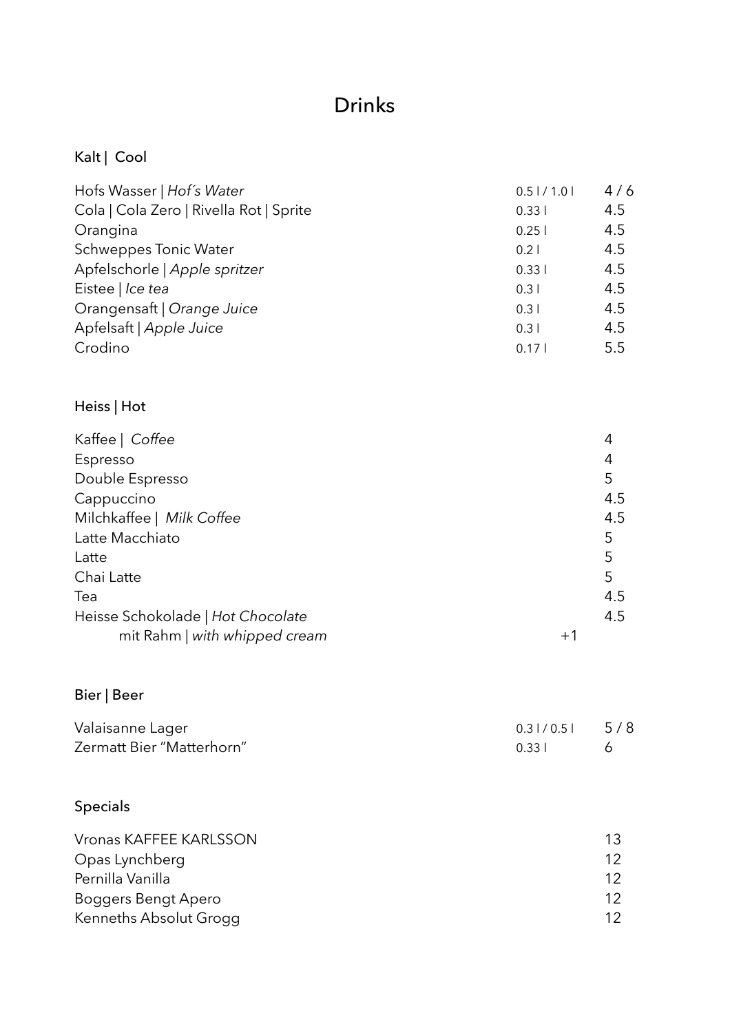# Drinks

## Kalt | Cool

| | | |
|---|---|---|
| Hofs Wasser \| *Hof´s Water* | 0.5 l / 1.0 l | 4 / 6 |
| Cola \| Cola Zero \| Rivella Rot \| Sprite | 0.33 l | 4.5 |
| Orangina | 0.25 l | 4.5 |
| Schweppes Tonic Water | 0.2 l | 4.5 |
| Apfelschorle \| *Apple spritzer* | 0.33 l | 4.5 |
| Eistee \| *Ice tea* | 0.3 l | 4.5 |
| Orangensaft \| *Orange Juice* | 0.3 l | 4.5 |
| Apfelsaft \| *Apple Juice* | 0.3 l | 4.5 |
| Crodino | 0.17 l | 5.5 |

## Heiss | Hot

| | | |
|---|---|---|
| Kaffee \| *Coffee* | | 4 |
| Espresso | | 4 |
| Double Espresso | | 5 |
| Cappuccino | | 4.5 |
| Milchkaffee \| *Milk Coffee* | | 4.5 |
| Latte Macchiato | | 5 |
| Latte | | 5 |
| Chai Latte | | 5 |
| Tea | | 4.5 |
| Heisse Schokolade \| *Hot Chocolate* | | 4.5 |
| mit Rahm \| *with whipped cream* | +1 | |

## Bier | Beer

| | | |
|---|---|---|
| Valaisanne Lager | 0.3 l / 0.5 l | 5 / 8 |
| Zermatt Bier "Matterhorn" | 0.33 l | 6 |

## Specials

| | |
|---|---|
| Vronas KAFFEE KARLSSON | 13 |
| Opas Lynchberg | 12 |
| Pernilla Vanilla | 12 |
| Boggers Bengt Apero | 12 |
| Kenneths Absolut Grogg | 12 |